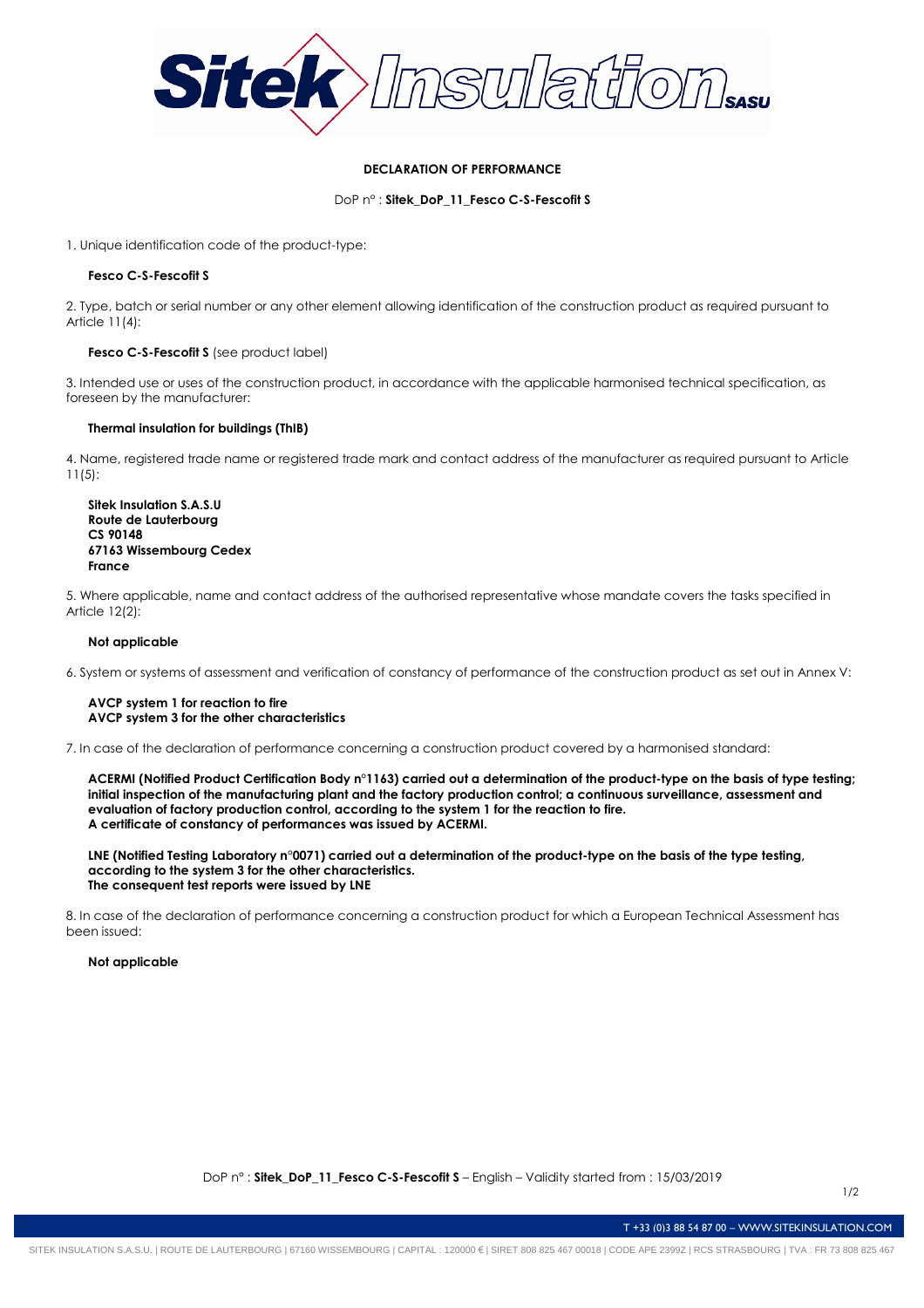# DECLARATION OF PERFORMANCE

DoP n° : **Sitek_DoP_11_Fesco C-S-Fescofit S**

1. Unique identification code of the product-type:

   **Fesco C-S-Fescofit S**

2. Type, batch or serial number or any other element allowing identification of the construction product as required pursuant to Article 11(4):

   **Fesco C-S-Fescofit S** (see product label)

3. Intended use or uses of the construction product, in accordance with the applicable harmonised technical specification, as foreseen by the manufacturer:

   **Thermal insulation for buildings (ThIB)**

4. Name, registered trade name or registered trade mark and contact address of the manufacturer as required pursuant to Article 11(5):

   **Sitek Insulation S.A.S.U**
   **Route de Lauterbourg**
   **CS 90148**
   **67163 Wissembourg Cedex**
   **France**

5. Where applicable, name and contact address of the authorised representative whose mandate covers the tasks specified in Article 12(2):

   **Not applicable**

6. System or systems of assessment and verification of constancy of performance of the construction product as set out in Annex V:

   **AVCP system 1 for reaction to fire**
   **AVCP system 3 for the other characteristics**

7. In case of the declaration of performance concerning a construction product covered by a harmonised standard:

   **ACERMI (Notified Product Certification Body n°1163) carried out a determination of the product-type on the basis of type testing; initial inspection of the manufacturing plant and the factory production control; a continuous surveillance, assessment and evaluation of factory production control, according to the system 1 for the reaction to fire.**
   **A certificate of constancy of performances was issued by ACERMI.**

   **LNE (Notified Testing Laboratory n°0071) carried out a determination of the product-type on the basis of the type testing, according to the system 3 for the other characteristics.**
   **The consequent test reports were issued by LNE**

8. In case of the declaration of performance concerning a construction product for which a European Technical Assessment has been issued:

   **Not applicable**

DoP n° : **Sitek_DoP_11_Fesco C-S-Fescofit S** – English – Validity started from : 15/03/2019

T +33 (0)3 88 54 87 00 – WWW.SITEKINSULATION.COM

SITEK INSULATION S.A.S.U. | ROUTE DE LAUTERBOURG | 67160 WISSEMBOURG | CAPITAL : 120000 € | SIRET 808 825 467 00018 | CODE APE 2399Z | RCS STRASBOURG | TVA : FR 73 808 825 467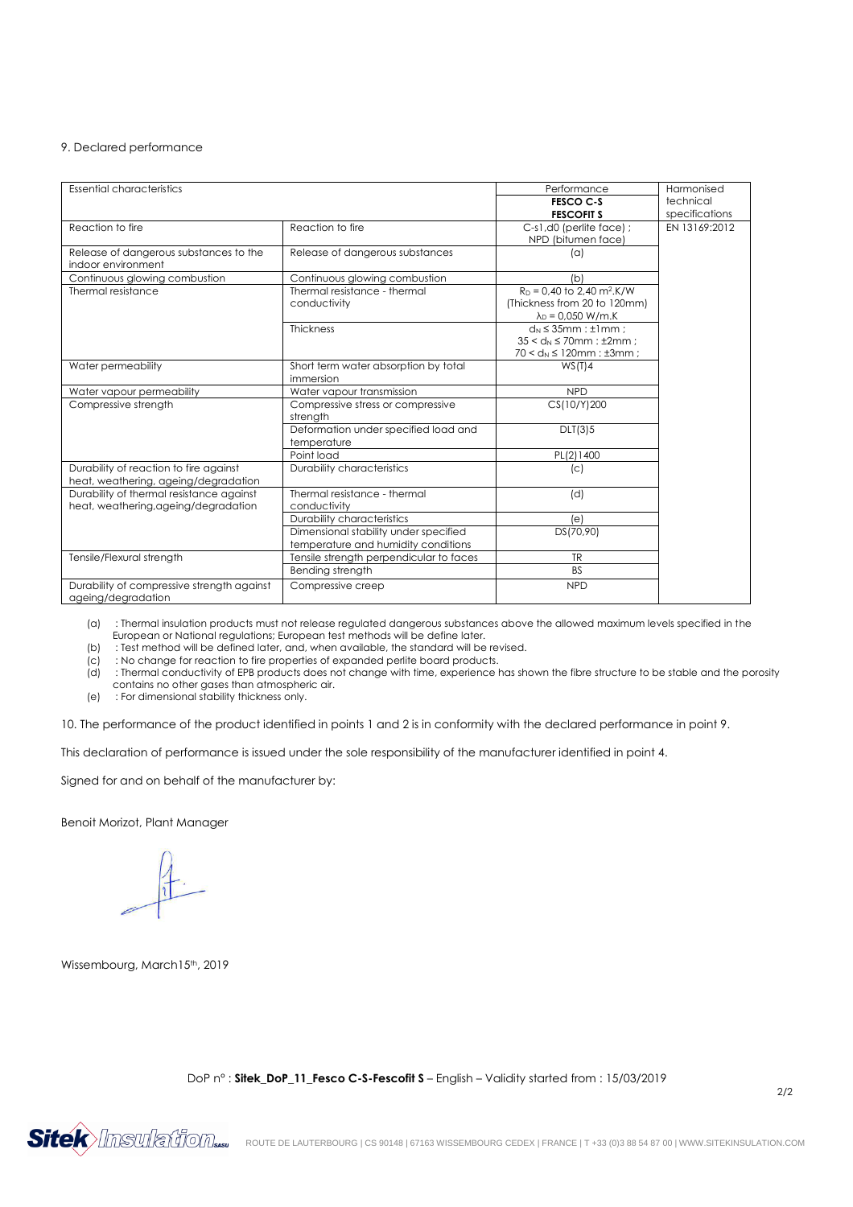9. Declared performance

| Essential characteristics | | Performance **FESCO C-S** **FESCOFIT S** | Harmonised technical specifications |
|---|---|---|---|
| Reaction to fire | Reaction to fire | C-s1,d0 (perlite face) ; NPD (bitumen face) | EN 13169:2012 |
| Release of dangerous substances to the indoor environment | Release of dangerous substances | (a) | |
| Continuous glowing combustion | Continuous glowing combustion | (b) | |
| Thermal resistance | Thermal resistance - thermal conductivity | $R_D$ = 0,40 to 2,40 m².K/W (Thickness from 20 to 120mm) $\lambda_D$ = 0,050 W/m.K | |
| | Thickness | $d_N \leq$ 35mm : ±1mm ; 35 < $d_N \leq$ 70mm : ±2mm ; 70 < $d_N \leq$ 120mm : ±3mm ; | |
| Water permeability | Short term water absorption by total immersion | WS(T)4 | |
| Water vapour permeability | Water vapour transmission | NPD | |
| Compressive strength | Compressive stress or compressive strength | CS(10/Y)200 | |
| | Deformation under specified load and temperature | DLT(3)5 | |
| | Point load | PL(2)1400 | |
| Durability of reaction to fire against heat, weathering, ageing/degradation | Durability characteristics | (c) | |
| Durability of thermal resistance against heat, weathering,ageing/degradation | Thermal resistance - thermal conductivity | (d) | |
| | Durability characteristics | (e) | |
| | Dimensional stability under specified temperature and humidity conditions | DS(70,90) | |
| Tensile/Flexural strength | Tensile strength perpendicular to faces | TR | |
| | Bending strength | BS | |
| Durability of compressive strength against ageing/degradation | Compressive creep | NPD | |

(a) : Thermal insulation products must not release regulated dangerous substances above the allowed maximum levels specified in the European or National regulations; European test methods will be define later.

(b) : Test method will be defined later, and, when available, the standard will be revised.

(c) : No change for reaction to fire properties of expanded perlite board products.

(d) : Thermal conductivity of EPB products does not change with time, experience has shown the fibre structure to be stable and the porosity contains no other gases than atmospheric air.

(e) : For dimensional stability thickness only.

10. The performance of the product identified in points 1 and 2 is in conformity with the declared performance in point 9.

This declaration of performance is issued under the sole responsibility of the manufacturer identified in point 4.

Signed for and on behalf of the manufacturer by:

Benoit Morizot, Plant Manager

Wissembourg, March15th, 2019

DoP n° : **Sitek_DoP_11_Fesco C-S-Fescofit S** – English – Validity started from : 15/03/2019

Sitek Insulation SASU ROUTE DE LAUTERBOURG | CS 90148 | 67163 WISSEMBOURG CEDEX | FRANCE | T +33 (0)3 88 54 87 00 | WWW.SITEKINSULATION.COM